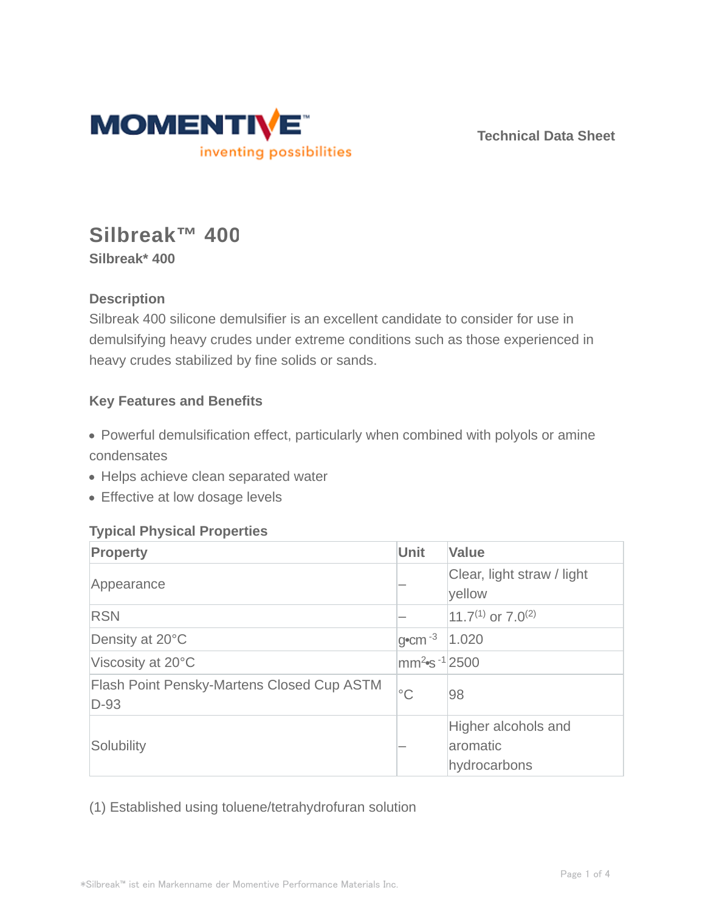Technical Data Sheet

# Silbreak™ 400

**Silbreak* 400**

### Description

Silbreak 400 silicone demulsifier is an excellent candidate to consider for use in demulsifying heavy crudes under extreme conditions such as those experienced in heavy crudes stabilized by fine solids or sands.

### Key Features and Benefits

- Powerful demulsification effect, particularly when combined with polyols or amine condensates
- Helps achieve clean separated water
- Effective at low dosage levels

### Typical Physical Properties

| Property | Unit | Value |
| --- | --- | --- |
| Appearance | – | Clear, light straw / light yellow |
| RSN | – | 11.7[1] or 7.0[2] |
| Density at 20°C | $g \cdot cm^{-3}$ | 1.020 |
| Viscosity at 20°C | $mm^2 \cdot s^{-1}$ | 2500 |
| Flash Point Pensky-Martens Closed Cup ASTM D-93 | °C | 98 |
| Solubility | – | Higher alcohols and aromatic hydrocarbons |

(1) Established using toluene/tetrahydrofuran solution

*Silbreak™ ist ein Markenname der Momentive Performance Materials Inc.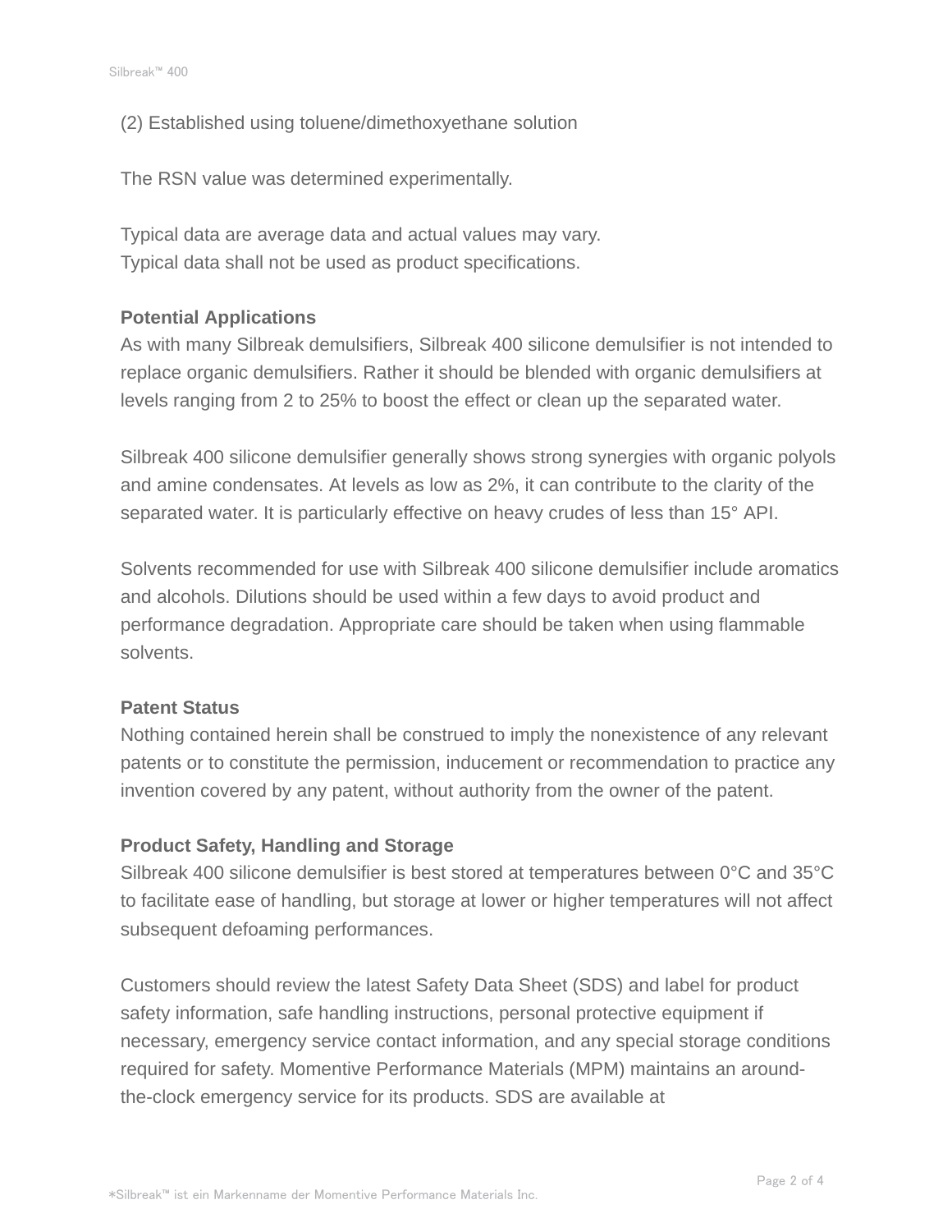(2) Established using toluene/dimethoxyethane solution

The RSN value was determined experimentally.

Typical data are average data and actual values may vary.
Typical data shall not be used as product specifications.

**Potential Applications**

As with many Silbreak demulsifiers, Silbreak 400 silicone demulsifier is not intended to replace organic demulsifiers. Rather it should be blended with organic demulsifiers at levels ranging from 2 to 25% to boost the effect or clean up the separated water.

Silbreak 400 silicone demulsifier generally shows strong synergies with organic polyols and amine condensates. At levels as low as 2%, it can contribute to the clarity of the separated water. It is particularly effective on heavy crudes of less than 15° API.

Solvents recommended for use with Silbreak 400 silicone demulsifier include aromatics and alcohols. Dilutions should be used within a few days to avoid product and performance degradation. Appropriate care should be taken when using flammable solvents.

**Patent Status**

Nothing contained herein shall be construed to imply the nonexistence of any relevant patents or to constitute the permission, inducement or recommendation to practice any invention covered by any patent, without authority from the owner of the patent.

**Product Safety, Handling and Storage**

Silbreak 400 silicone demulsifier is best stored at temperatures between 0°C and 35°C to facilitate ease of handling, but storage at lower or higher temperatures will not affect subsequent defoaming performances.

Customers should review the latest Safety Data Sheet (SDS) and label for product safety information, safe handling instructions, personal protective equipment if necessary, emergency service contact information, and any special storage conditions required for safety. Momentive Performance Materials (MPM) maintains an around-the-clock emergency service for its products. SDS are available at

*Silbreak™ ist ein Markenname der Momentive Performance Materials Inc.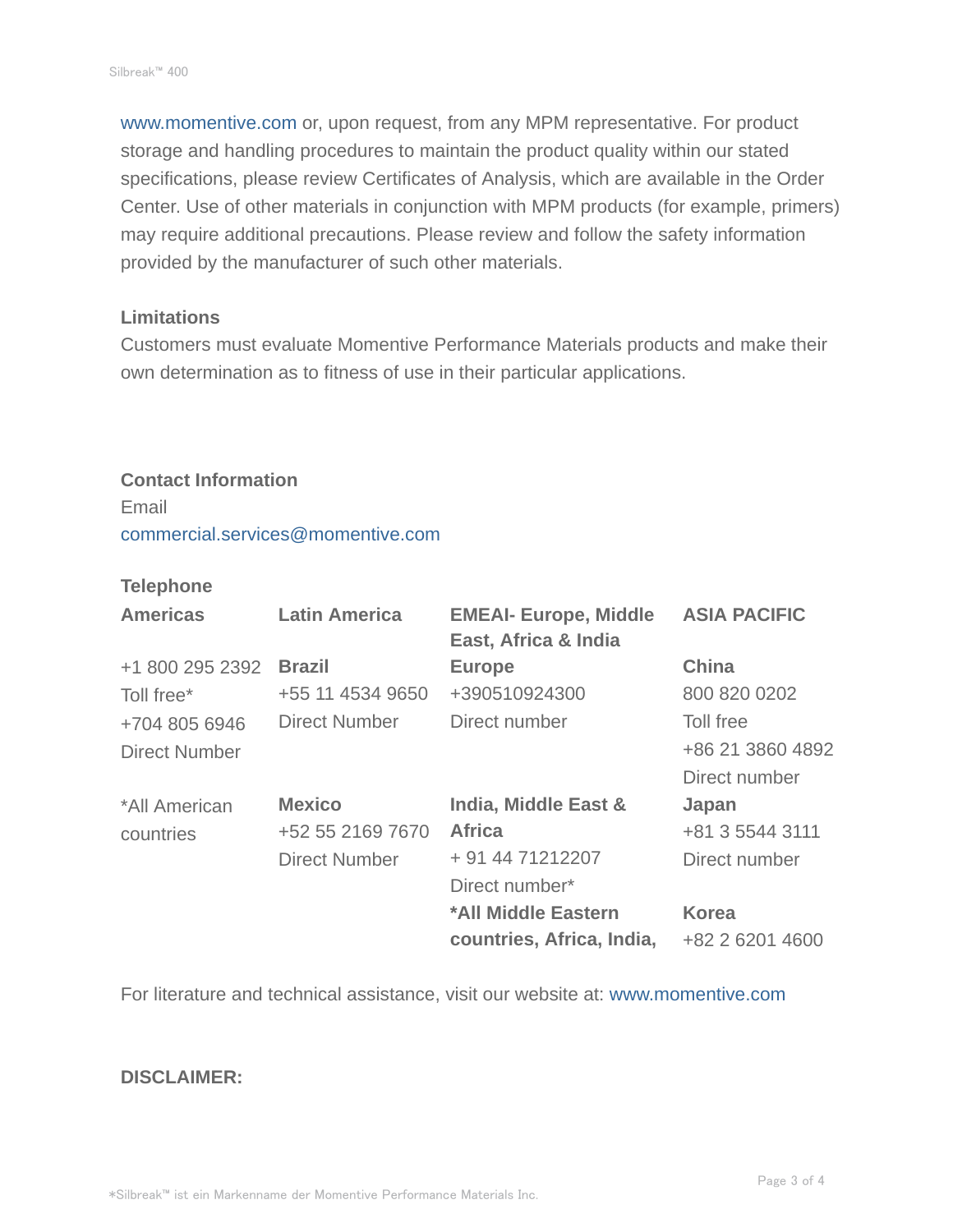www.momentive.com or, upon request, from any MPM representative. For product storage and handling procedures to maintain the product quality within our stated specifications, please review Certificates of Analysis, which are available in the Order Center. Use of other materials in conjunction with MPM products (for example, primers) may require additional precautions. Please review and follow the safety information provided by the manufacturer of such other materials.

### Limitations

Customers must evaluate Momentive Performance Materials products and make their own determination as to fitness of use in their particular applications.

### Contact Information

Email

commercial.services@momentive.com

### Telephone

| Americas | Latin America | EMEAI- Europe, Middle East, Africa & India | ASIA PACIFIC |
|---|---|---|---|
| +1 800 295 2392 | **Brazil** | **Europe** | **China** |
| Toll free* | +55 11 4534 9650 | +390510924300 | 800 820 0202 |
| +704 805 6946 | Direct Number | Direct number | Toll free |
| Direct Number | | | +86 21 3860 4892 |
| | | | Direct number |
| *All American countries | **Mexico** | **India, Middle East & Africa** | **Japan** |
| | +52 55 2169 7670 | + 91 44 71212207 | +81 3 5544 3111 |
| | Direct Number | Direct number* | Direct number |
| | | ***All Middle Eastern countries, Africa, India,** | **Korea** |
| | | | +82 2 6201 4600 |

For literature and technical assistance, visit our website at: www.momentive.com

### DISCLAIMER: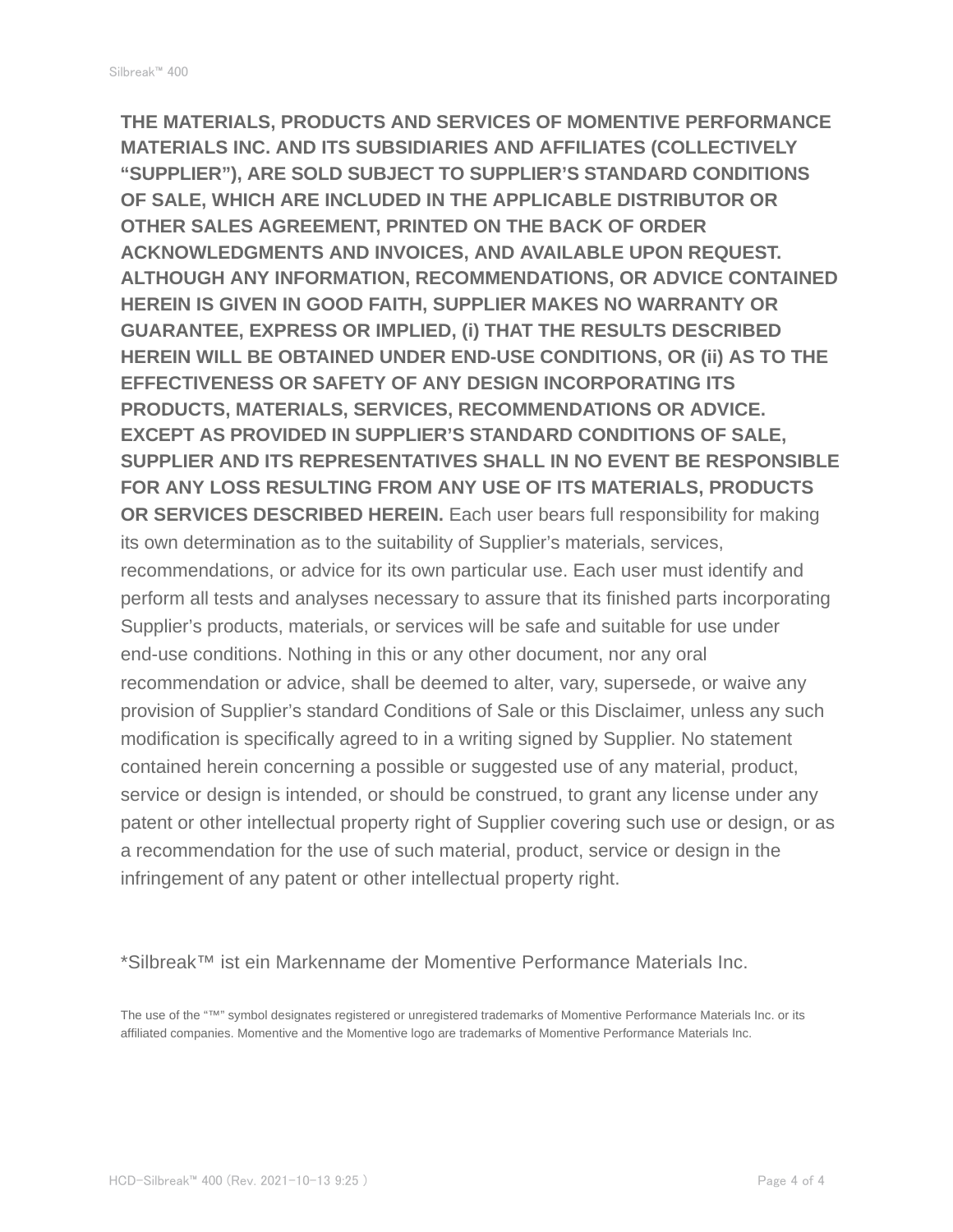**THE MATERIALS, PRODUCTS AND SERVICES OF MOMENTIVE PERFORMANCE MATERIALS INC. AND ITS SUBSIDIARIES AND AFFILIATES (COLLECTIVELY "SUPPLIER"), ARE SOLD SUBJECT TO SUPPLIER'S STANDARD CONDITIONS OF SALE, WHICH ARE INCLUDED IN THE APPLICABLE DISTRIBUTOR OR OTHER SALES AGREEMENT, PRINTED ON THE BACK OF ORDER ACKNOWLEDGMENTS AND INVOICES, AND AVAILABLE UPON REQUEST. ALTHOUGH ANY INFORMATION, RECOMMENDATIONS, OR ADVICE CONTAINED HEREIN IS GIVEN IN GOOD FAITH, SUPPLIER MAKES NO WARRANTY OR GUARANTEE, EXPRESS OR IMPLIED, (i) THAT THE RESULTS DESCRIBED HEREIN WILL BE OBTAINED UNDER END-USE CONDITIONS, OR (ii) AS TO THE EFFECTIVENESS OR SAFETY OF ANY DESIGN INCORPORATING ITS PRODUCTS, MATERIALS, SERVICES, RECOMMENDATIONS OR ADVICE. EXCEPT AS PROVIDED IN SUPPLIER'S STANDARD CONDITIONS OF SALE, SUPPLIER AND ITS REPRESENTATIVES SHALL IN NO EVENT BE RESPONSIBLE FOR ANY LOSS RESULTING FROM ANY USE OF ITS MATERIALS, PRODUCTS OR SERVICES DESCRIBED HEREIN.** Each user bears full responsibility for making its own determination as to the suitability of Supplier's materials, services, recommendations, or advice for its own particular use. Each user must identify and perform all tests and analyses necessary to assure that its finished parts incorporating Supplier's products, materials, or services will be safe and suitable for use under end-use conditions. Nothing in this or any other document, nor any oral recommendation or advice, shall be deemed to alter, vary, supersede, or waive any provision of Supplier's standard Conditions of Sale or this Disclaimer, unless any such modification is specifically agreed to in a writing signed by Supplier. No statement contained herein concerning a possible or suggested use of any material, product, service or design is intended, or should be construed, to grant any license under any patent or other intellectual property right of Supplier covering such use or design, or as a recommendation for the use of such material, product, service or design in the infringement of any patent or other intellectual property right.

*Silbreak™ ist ein Markenname der Momentive Performance Materials Inc.

The use of the "™" symbol designates registered or unregistered trademarks of Momentive Performance Materials Inc. or its affiliated companies. Momentive and the Momentive logo are trademarks of Momentive Performance Materials Inc.

HCD-Silbreak™ 400 (Rev. 2021-10-13 9:25 )